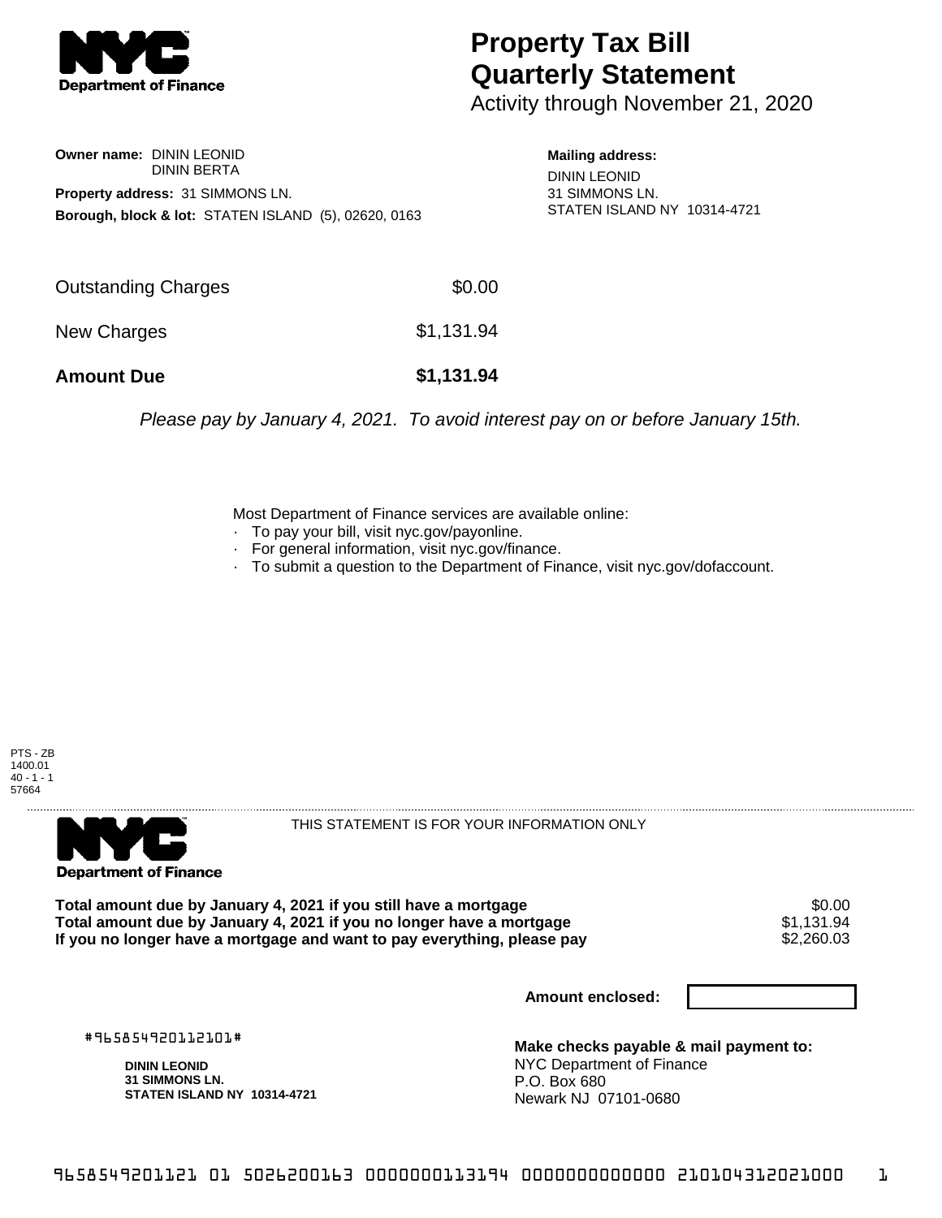# Property Tax Bill Quarterly Statement

Activity through November 21, 2020

**Owner name:** DININ LEONID
DININ BERTA

**Property address:** 31 SIMMONS LN.

**Borough, block & lot:** STATEN ISLAND (5), 02620, 0163

**Mailing address:**
DININ LEONID
31 SIMMONS LN.
STATEN ISLAND NY 10314-4721

| | |
|---|---|
| Outstanding Charges | $0.00 |
| New Charges | $1,131.94 |
| **Amount Due** | **$1,131.94** |

*Please pay by January 4, 2021. To avoid interest pay on or before January 15th.*

Most Department of Finance services are available online:

- To pay your bill, visit nyc.gov/payonline.
- For general information, visit nyc.gov/finance.
- To submit a question to the Department of Finance, visit nyc.gov/dofaccount.

PTS - ZB
1400.01
40 - 1 - 1
57664

THIS STATEMENT IS FOR YOUR INFORMATION ONLY

| | |
|---|---|
| **Total amount due by January 4, 2021 if you still have a mortgage** | $0.00 |
| **Total amount due by January 4, 2021 if you no longer have a mortgage** | $1,131.94 |
| **If you no longer have a mortgage and want to pay everything, please pay** | $2,260.03 |

**Amount enclosed:**

#965854920112101#

**DININ LEONID**
**31 SIMMONS LN.**
**STATEN ISLAND NY 10314-4721**

**Make checks payable & mail payment to:**
NYC Department of Finance
P.O. Box 680
Newark NJ 07101-0680

965854920112101 01 5026200163 0000000113194 0000000000000 210104312021000 1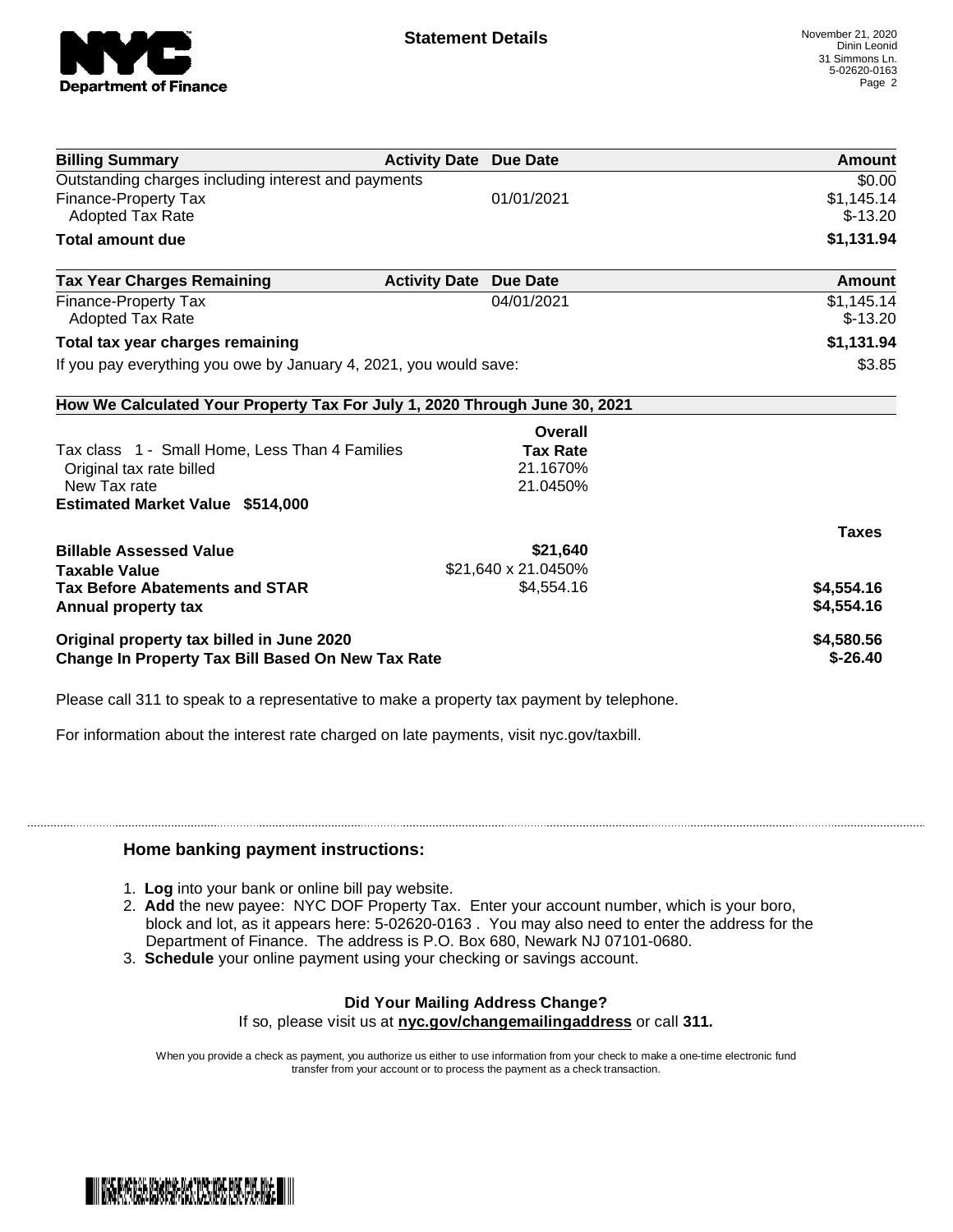# Statement Details

November 21, 2020
Dinin Leonid
31 Simmons Ln.
5-02620-0163

| Billing Summary | Activity Date | Due Date | Amount |
|---|---|---|---|
| Outstanding charges including interest and payments | | | $0.00 |
| Finance-Property Tax | | 01/01/2021 | $1,145.14 |
| Adopted Tax Rate | | | $-13.20 |
| **Total amount due** | | | **$1,131.94** |

| Tax Year Charges Remaining | Activity Date | Due Date | Amount |
|---|---|---|---|
| Finance-Property Tax | | 04/01/2021 | $1,145.14 |
| Adopted Tax Rate | | | $-13.20 |
| **Total tax year charges remaining** | | | **$1,131.94** |
| If you pay everything you owe by January 4, 2021, you would save: | | | $3.85 |

**How We Calculated Your Property Tax For July 1, 2020 Through June 30, 2021**

| | Overall Tax Rate | |
|---|---|---|
| Tax class 1 - Small Home, Less Than 4 Families | | |
| Original tax rate billed | 21.1670% | |
| New Tax rate | 21.0450% | |
| **Estimated Market Value $514,000** | | |
| | | **Taxes** |
| **Billable Assessed Value** | **$21,640** | |
| **Taxable Value** | $21,640 x 21.0450% | |
| **Tax Before Abatements and STAR** | $4,554.16 | **$4,554.16** |
| **Annual property tax** | | **$4,554.16** |
| **Original property tax billed in June 2020** | | **$4,580.56** |
| **Change In Property Tax Bill Based On New Tax Rate** | | **$-26.40** |

Please call 311 to speak to a representative to make a property tax payment by telephone.

For information about the interest rate charged on late payments, visit nyc.gov/taxbill.

## Home banking payment instructions:

1. **Log** into your bank or online bill pay website.
2. **Add** the new payee: NYC DOF Property Tax. Enter your account number, which is your boro, block and lot, as it appears here: 5-02620-0163 . You may also need to enter the address for the Department of Finance. The address is P.O. Box 680, Newark NJ 07101-0680.
3. **Schedule** your online payment using your checking or savings account.

**Did Your Mailing Address Change?**

If so, please visit us at **nyc.gov/changemailingaddress** or call **311.**

When you provide a check as payment, you authorize us either to use information from your check to make a one-time electronic fund transfer from your account or to process the payment as a check transaction.